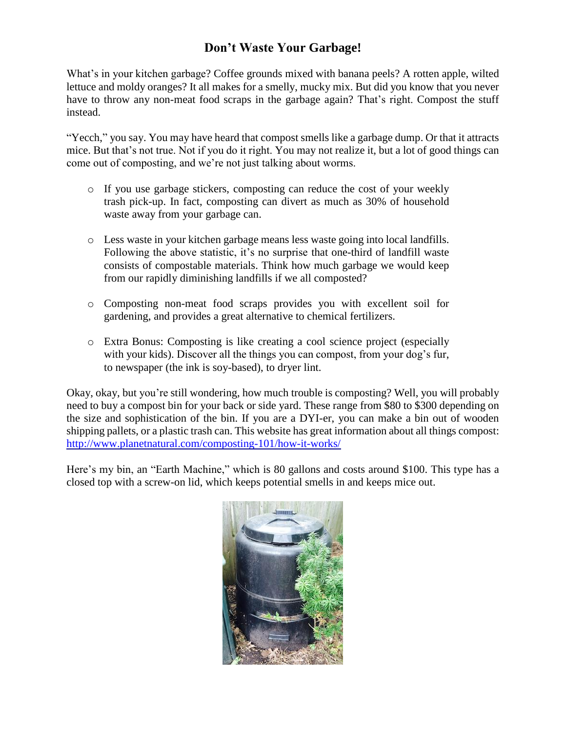# Don't Waste Your Garbage!

What's in your kitchen garbage? Coffee grounds mixed with banana peels? A rotten apple, wilted lettuce and moldy oranges? It all makes for a smelly, mucky mix. But did you know that you never have to throw any non-meat food scraps in the garbage again? That's right. Compost the stuff instead.

"Yecch," you say. You may have heard that compost smells like a garbage dump. Or that it attracts mice. But that's not true. Not if you do it right. You may not realize it, but a lot of good things can come out of composting, and we're not just talking about worms.

- If you use garbage stickers, composting can reduce the cost of your weekly trash pick-up. In fact, composting can divert as much as 30% of household waste away from your garbage can.
- Less waste in your kitchen garbage means less waste going into local landfills. Following the above statistic, it's no surprise that one-third of landfill waste consists of compostable materials. Think how much garbage we would keep from our rapidly diminishing landfills if we all composted?
- Composting non-meat food scraps provides you with excellent soil for gardening, and provides a great alternative to chemical fertilizers.
- Extra Bonus: Composting is like creating a cool science project (especially with your kids). Discover all the things you can compost, from your dog's fur, to newspaper (the ink is soy-based), to dryer lint.

Okay, okay, but you're still wondering, how much trouble is composting? Well, you will probably need to buy a compost bin for your back or side yard. These range from $80 to $300 depending on the size and sophistication of the bin. If you are a DYI-er, you can make a bin out of wooden shipping pallets, or a plastic trash can. This website has great information about all things compost: http://www.planetnatural.com/composting-101/how-it-works/

Here's my bin, an "Earth Machine," which is 80 gallons and costs around $100. This type has a closed top with a screw-on lid, which keeps potential smells in and keeps mice out.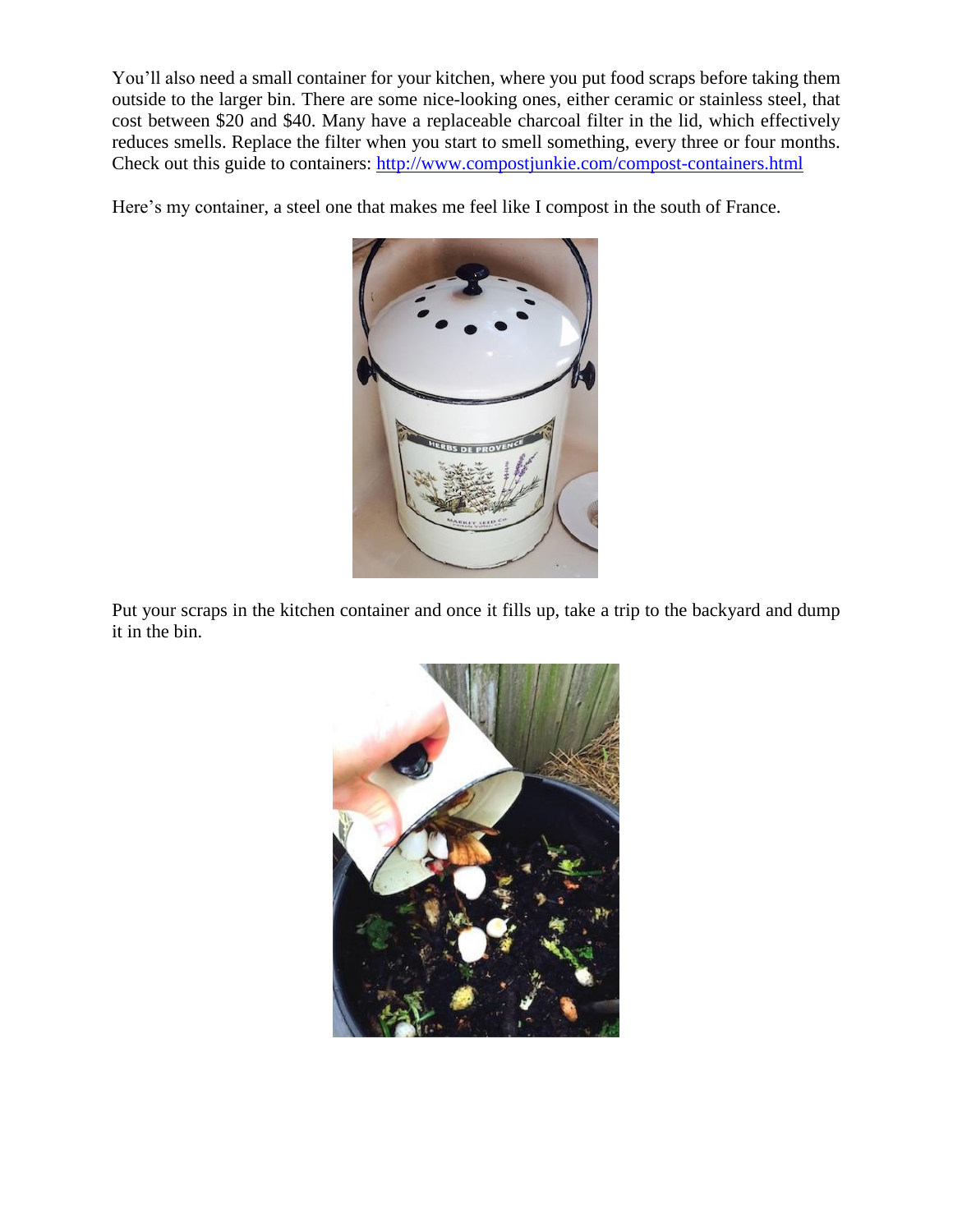You'll also need a small container for your kitchen, where you put food scraps before taking them outside to the larger bin. There are some nice-looking ones, either ceramic or stainless steel, that cost between $20 and $40. Many have a replaceable charcoal filter in the lid, which effectively reduces smells. Replace the filter when you start to smell something, every three or four months. Check out this guide to containers: [http://www.compostjunkie.com/compost-containers.html](http://www.compostjunkie.com/compost-containers.html)

Here's my container, a steel one that makes me feel like I compost in the south of France.

Put your scraps in the kitchen container and once it fills up, take a trip to the backyard and dump it in the bin.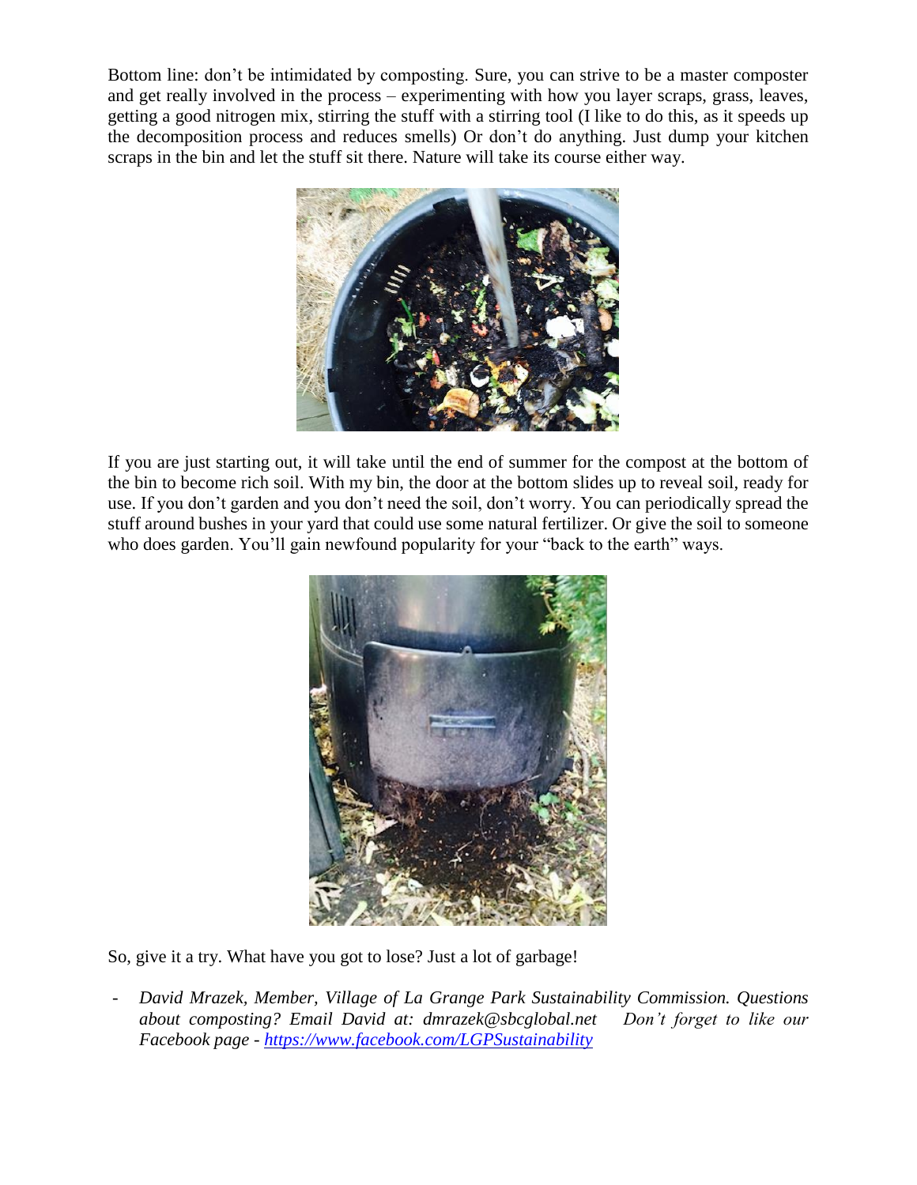Bottom line: don't be intimidated by composting. Sure, you can strive to be a master composter and get really involved in the process – experimenting with how you layer scraps, grass, leaves, getting a good nitrogen mix, stirring the stuff with a stirring tool (I like to do this, as it speeds up the decomposition process and reduces smells) Or don't do anything. Just dump your kitchen scraps in the bin and let the stuff sit there. Nature will take its course either way.

If you are just starting out, it will take until the end of summer for the compost at the bottom of the bin to become rich soil. With my bin, the door at the bottom slides up to reveal soil, ready for use. If you don't garden and you don't need the soil, don't worry. You can periodically spread the stuff around bushes in your yard that could use some natural fertilizer. Or give the soil to someone who does garden. You'll gain newfound popularity for your "back to the earth" ways.

So, give it a try. What have you got to lose? Just a lot of garbage!

- *David Mrazek, Member, Village of La Grange Park Sustainability Commission. Questions about composting? Email David at: dmrazek@sbcglobal.net Don't forget to like our Facebook page - [https://www.facebook.com/LGPSustainability](https://www.facebook.com/LGPSustainability)*